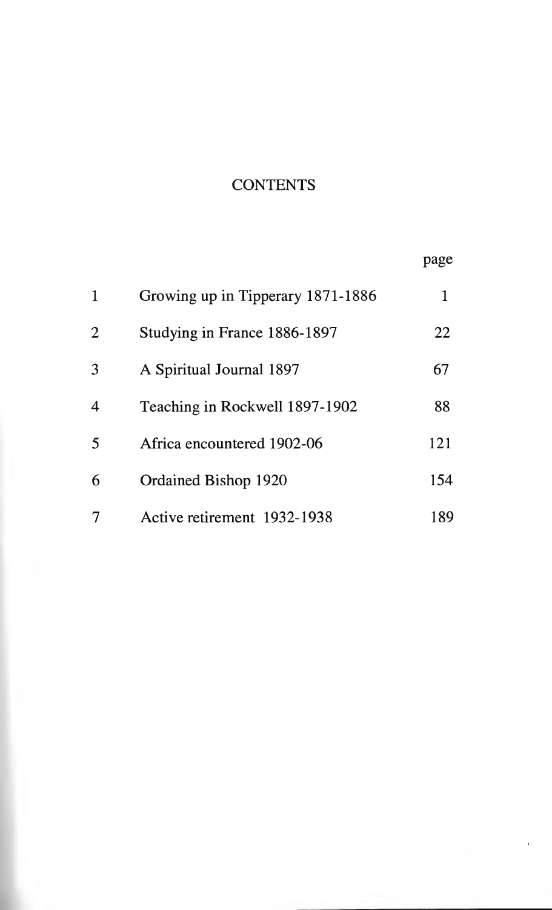# CONTENTS

| | | page |
|---|---|---|
| 1 | Growing up in Tipperary 1871-1886 | 1 |
| 2 | Studying in France 1886-1897 | 22 |
| 3 | A Spiritual Journal 1897 | 67 |
| 4 | Teaching in Rockwell 1897-1902 | 88 |
| 5 | Africa encountered 1902-06 | 121 |
| 6 | Ordained Bishop 1920 | 154 |
| 7 | Active retirement 1932-1938 | 189 |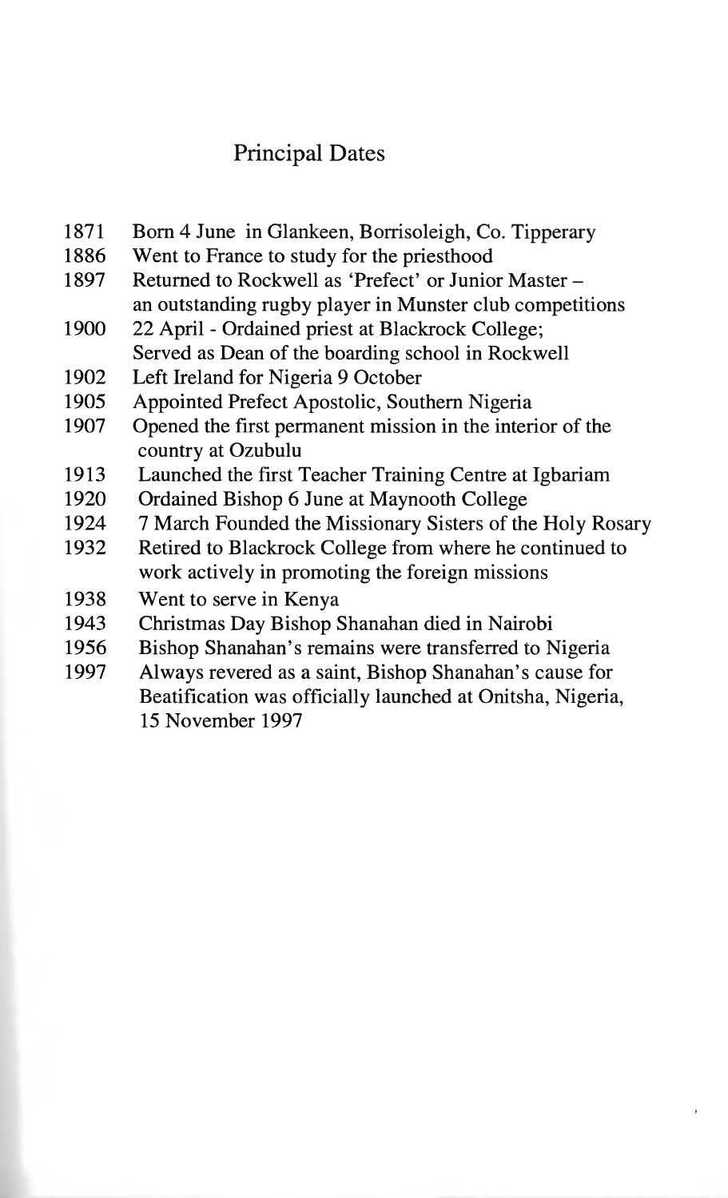# Principal Dates

| | |
|---|---|
| 1871 | Born 4 June in Glankeen, Borrisoleigh, Co. Tipperary |
| 1886 | Went to France to study for the priesthood |
| 1897 | Returned to Rockwell as 'Prefect' or Junior Master – an outstanding rugby player in Munster club competitions |
| 1900 | 22 April - Ordained priest at Blackrock College; Served as Dean of the boarding school in Rockwell |
| 1902 | Left Ireland for Nigeria 9 October |
| 1905 | Appointed Prefect Apostolic, Southern Nigeria |
| 1907 | Opened the first permanent mission in the interior of the country at Ozubulu |
| 1913 | Launched the first Teacher Training Centre at Igbariam |
| 1920 | Ordained Bishop 6 June at Maynooth College |
| 1924 | 7 March Founded the Missionary Sisters of the Holy Rosary |
| 1932 | Retired to Blackrock College from where he continued to work actively in promoting the foreign missions |
| 1938 | Went to serve in Kenya |
| 1943 | Christmas Day Bishop Shanahan died in Nairobi |
| 1956 | Bishop Shanahan's remains were transferred to Nigeria |
| 1997 | Always revered as a saint, Bishop Shanahan's cause for Beatification was officially launched at Onitsha, Nigeria, 15 November 1997 |